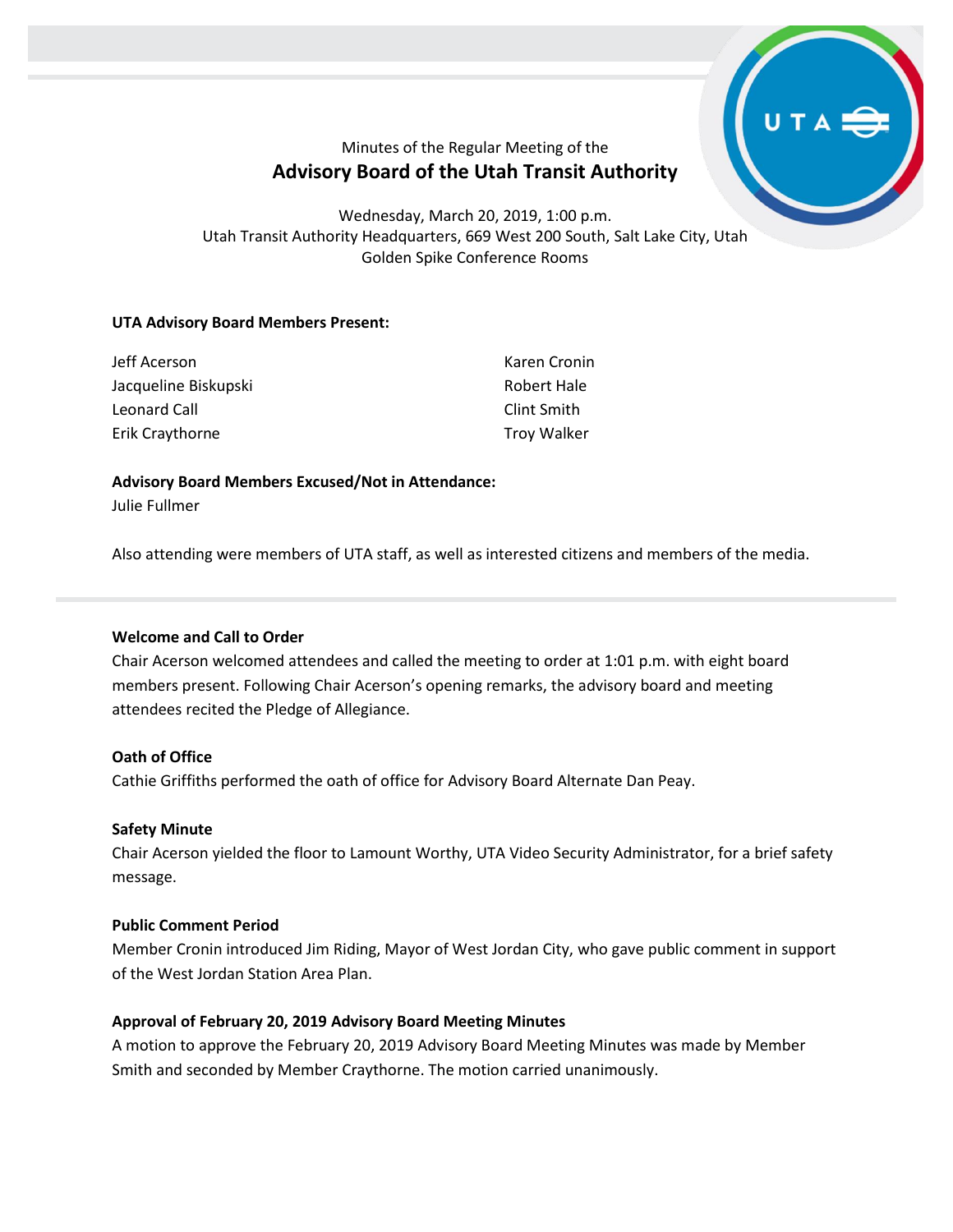Minutes of the Regular Meeting of the

# Advisory Board of the Utah Transit Authority

Wednesday, March 20, 2019, 1:00 p.m.
Utah Transit Authority Headquarters, 669 West 200 South, Salt Lake City, Utah
Golden Spike Conference Rooms

**UTA Advisory Board Members Present:**

Jeff Acerson
Jacqueline Biskupski
Leonard Call
Erik Craythorne
Karen Cronin
Robert Hale
Clint Smith
Troy Walker

**Advisory Board Members Excused/Not in Attendance:**
Julie Fullmer

Also attending were members of UTA staff, as well as interested citizens and members of the media.

**Welcome and Call to Order**
Chair Acerson welcomed attendees and called the meeting to order at 1:01 p.m. with eight board members present. Following Chair Acerson's opening remarks, the advisory board and meeting attendees recited the Pledge of Allegiance.

**Oath of Office**
Cathie Griffiths performed the oath of office for Advisory Board Alternate Dan Peay.

**Safety Minute**
Chair Acerson yielded the floor to Lamount Worthy, UTA Video Security Administrator, for a brief safety message.

**Public Comment Period**
Member Cronin introduced Jim Riding, Mayor of West Jordan City, who gave public comment in support of the West Jordan Station Area Plan.

**Approval of February 20, 2019 Advisory Board Meeting Minutes**
A motion to approve the February 20, 2019 Advisory Board Meeting Minutes was made by Member Smith and seconded by Member Craythorne. The motion carried unanimously.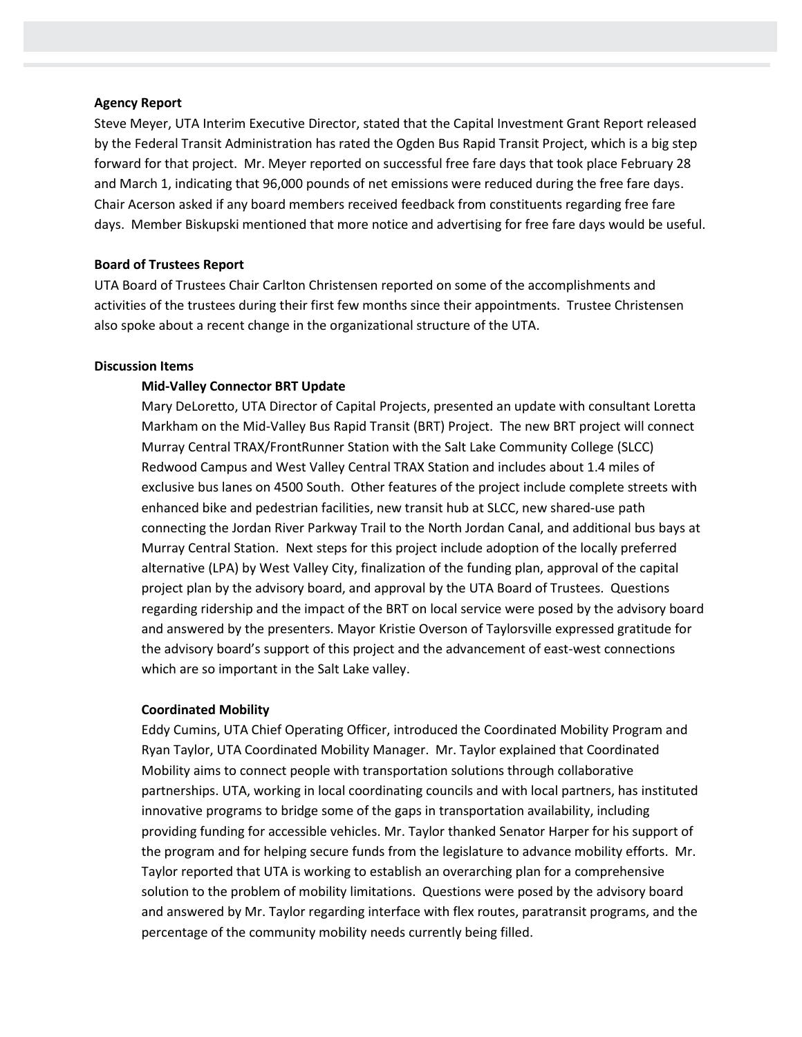**Agency Report**

Steve Meyer, UTA Interim Executive Director, stated that the Capital Investment Grant Report released by the Federal Transit Administration has rated the Ogden Bus Rapid Transit Project, which is a big step forward for that project. Mr. Meyer reported on successful free fare days that took place February 28 and March 1, indicating that 96,000 pounds of net emissions were reduced during the free fare days. Chair Acerson asked if any board members received feedback from constituents regarding free fare days. Member Biskupski mentioned that more notice and advertising for free fare days would be useful.

**Board of Trustees Report**

UTA Board of Trustees Chair Carlton Christensen reported on some of the accomplishments and activities of the trustees during their first few months since their appointments. Trustee Christensen also spoke about a recent change in the organizational structure of the UTA.

**Discussion Items**

**Mid-Valley Connector BRT Update**

Mary DeLoretto, UTA Director of Capital Projects, presented an update with consultant Loretta Markham on the Mid-Valley Bus Rapid Transit (BRT) Project. The new BRT project will connect Murray Central TRAX/FrontRunner Station with the Salt Lake Community College (SLCC) Redwood Campus and West Valley Central TRAX Station and includes about 1.4 miles of exclusive bus lanes on 4500 South. Other features of the project include complete streets with enhanced bike and pedestrian facilities, new transit hub at SLCC, new shared-use path connecting the Jordan River Parkway Trail to the North Jordan Canal, and additional bus bays at Murray Central Station. Next steps for this project include adoption of the locally preferred alternative (LPA) by West Valley City, finalization of the funding plan, approval of the capital project plan by the advisory board, and approval by the UTA Board of Trustees. Questions regarding ridership and the impact of the BRT on local service were posed by the advisory board and answered by the presenters. Mayor Kristie Overson of Taylorsville expressed gratitude for the advisory board's support of this project and the advancement of east-west connections which are so important in the Salt Lake valley.

**Coordinated Mobility**

Eddy Cumins, UTA Chief Operating Officer, introduced the Coordinated Mobility Program and Ryan Taylor, UTA Coordinated Mobility Manager. Mr. Taylor explained that Coordinated Mobility aims to connect people with transportation solutions through collaborative partnerships. UTA, working in local coordinating councils and with local partners, has instituted innovative programs to bridge some of the gaps in transportation availability, including providing funding for accessible vehicles. Mr. Taylor thanked Senator Harper for his support of the program and for helping secure funds from the legislature to advance mobility efforts. Mr. Taylor reported that UTA is working to establish an overarching plan for a comprehensive solution to the problem of mobility limitations. Questions were posed by the advisory board and answered by Mr. Taylor regarding interface with flex routes, paratransit programs, and the percentage of the community mobility needs currently being filled.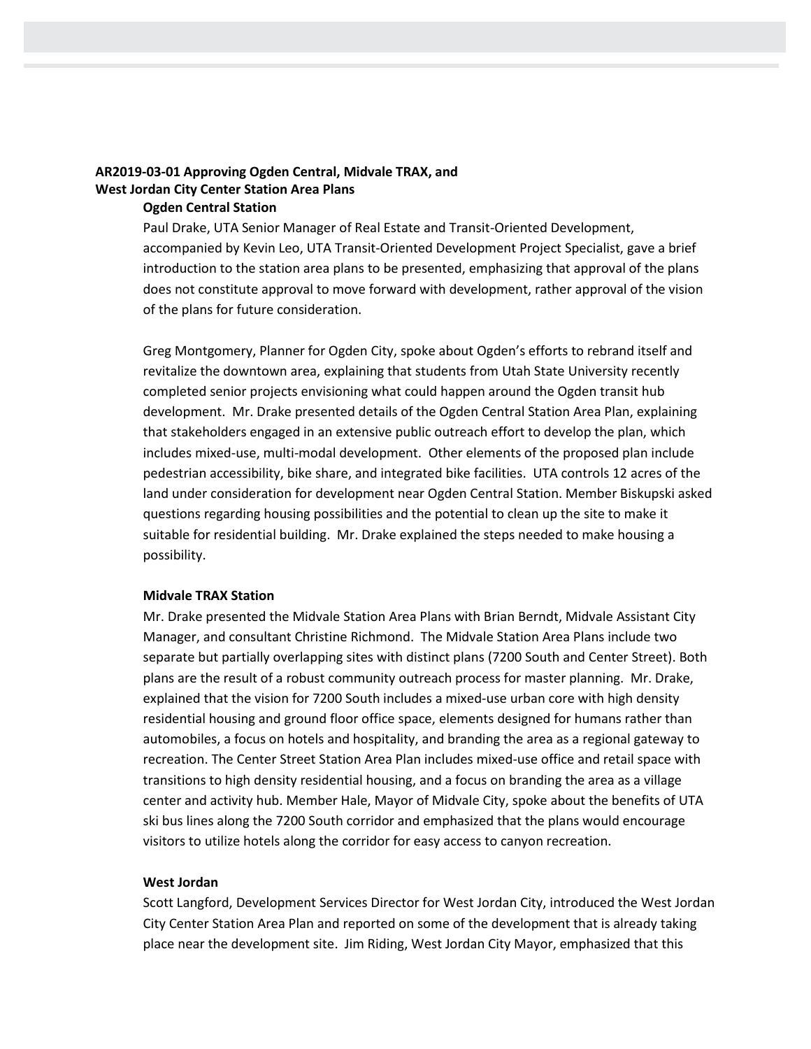**AR2019-03-01 Approving Ogden Central, Midvale TRAX, and West Jordan City Center Station Area Plans**

**Ogden Central Station**

Paul Drake, UTA Senior Manager of Real Estate and Transit-Oriented Development, accompanied by Kevin Leo, UTA Transit-Oriented Development Project Specialist, gave a brief introduction to the station area plans to be presented, emphasizing that approval of the plans does not constitute approval to move forward with development, rather approval of the vision of the plans for future consideration.

Greg Montgomery, Planner for Ogden City, spoke about Ogden's efforts to rebrand itself and revitalize the downtown area, explaining that students from Utah State University recently completed senior projects envisioning what could happen around the Ogden transit hub development. Mr. Drake presented details of the Ogden Central Station Area Plan, explaining that stakeholders engaged in an extensive public outreach effort to develop the plan, which includes mixed-use, multi-modal development. Other elements of the proposed plan include pedestrian accessibility, bike share, and integrated bike facilities. UTA controls 12 acres of the land under consideration for development near Ogden Central Station. Member Biskupski asked questions regarding housing possibilities and the potential to clean up the site to make it suitable for residential building. Mr. Drake explained the steps needed to make housing a possibility.

**Midvale TRAX Station**

Mr. Drake presented the Midvale Station Area Plans with Brian Berndt, Midvale Assistant City Manager, and consultant Christine Richmond. The Midvale Station Area Plans include two separate but partially overlapping sites with distinct plans (7200 South and Center Street). Both plans are the result of a robust community outreach process for master planning. Mr. Drake, explained that the vision for 7200 South includes a mixed-use urban core with high density residential housing and ground floor office space, elements designed for humans rather than automobiles, a focus on hotels and hospitality, and branding the area as a regional gateway to recreation. The Center Street Station Area Plan includes mixed-use office and retail space with transitions to high density residential housing, and a focus on branding the area as a village center and activity hub. Member Hale, Mayor of Midvale City, spoke about the benefits of UTA ski bus lines along the 7200 South corridor and emphasized that the plans would encourage visitors to utilize hotels along the corridor for easy access to canyon recreation.

**West Jordan**

Scott Langford, Development Services Director for West Jordan City, introduced the West Jordan City Center Station Area Plan and reported on some of the development that is already taking place near the development site. Jim Riding, West Jordan City Mayor, emphasized that this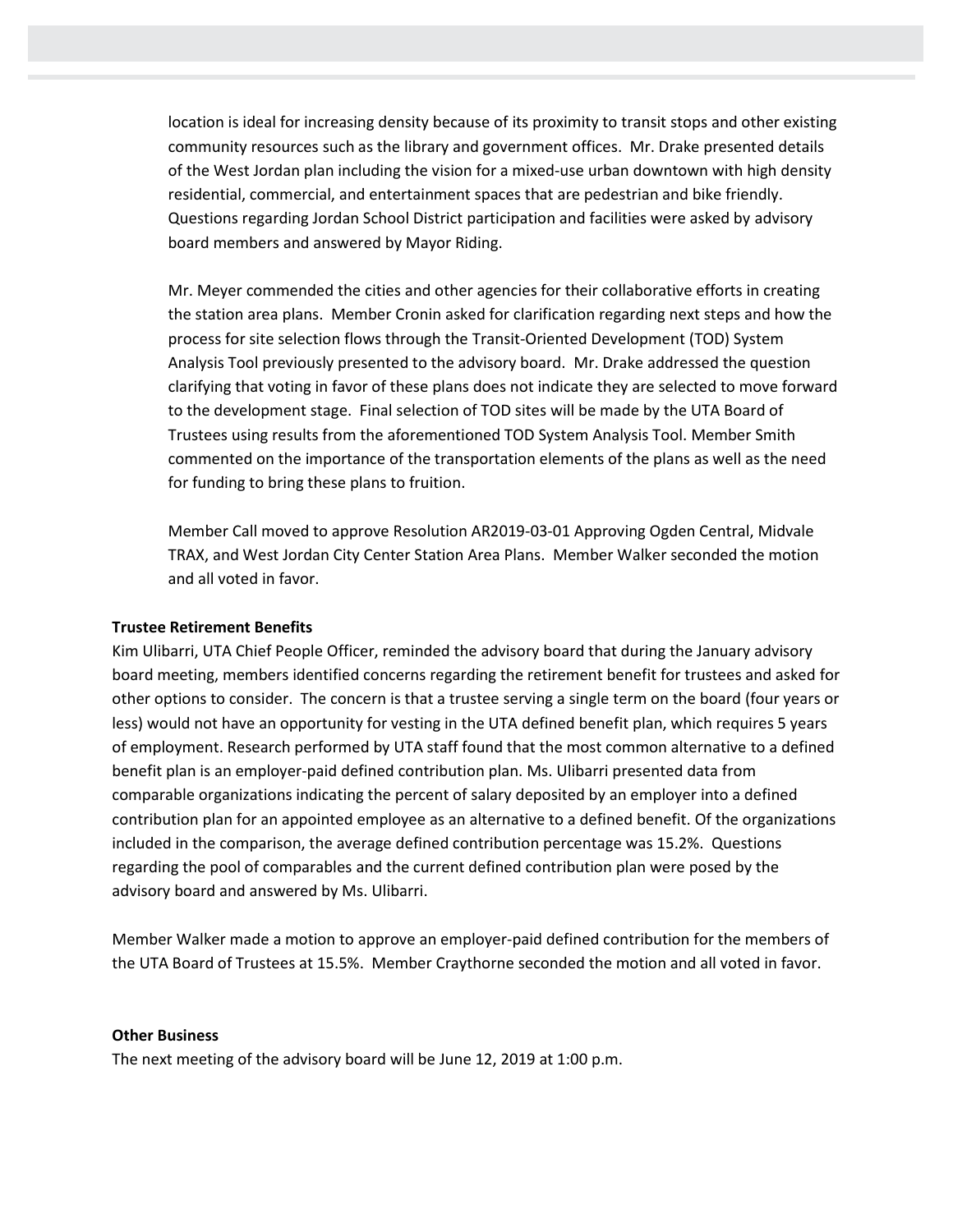location is ideal for increasing density because of its proximity to transit stops and other existing community resources such as the library and government offices. Mr. Drake presented details of the West Jordan plan including the vision for a mixed-use urban downtown with high density residential, commercial, and entertainment spaces that are pedestrian and bike friendly. Questions regarding Jordan School District participation and facilities were asked by advisory board members and answered by Mayor Riding.

Mr. Meyer commended the cities and other agencies for their collaborative efforts in creating the station area plans. Member Cronin asked for clarification regarding next steps and how the process for site selection flows through the Transit-Oriented Development (TOD) System Analysis Tool previously presented to the advisory board. Mr. Drake addressed the question clarifying that voting in favor of these plans does not indicate they are selected to move forward to the development stage. Final selection of TOD sites will be made by the UTA Board of Trustees using results from the aforementioned TOD System Analysis Tool. Member Smith commented on the importance of the transportation elements of the plans as well as the need for funding to bring these plans to fruition.

Member Call moved to approve Resolution AR2019-03-01 Approving Ogden Central, Midvale TRAX, and West Jordan City Center Station Area Plans. Member Walker seconded the motion and all voted in favor.

**Trustee Retirement Benefits**

Kim Ulibarri, UTA Chief People Officer, reminded the advisory board that during the January advisory board meeting, members identified concerns regarding the retirement benefit for trustees and asked for other options to consider. The concern is that a trustee serving a single term on the board (four years or less) would not have an opportunity for vesting in the UTA defined benefit plan, which requires 5 years of employment. Research performed by UTA staff found that the most common alternative to a defined benefit plan is an employer-paid defined contribution plan. Ms. Ulibarri presented data from comparable organizations indicating the percent of salary deposited by an employer into a defined contribution plan for an appointed employee as an alternative to a defined benefit. Of the organizations included in the comparison, the average defined contribution percentage was 15.2%. Questions regarding the pool of comparables and the current defined contribution plan were posed by the advisory board and answered by Ms. Ulibarri.

Member Walker made a motion to approve an employer-paid defined contribution for the members of the UTA Board of Trustees at 15.5%. Member Craythorne seconded the motion and all voted in favor.

**Other Business**

The next meeting of the advisory board will be June 12, 2019 at 1:00 p.m.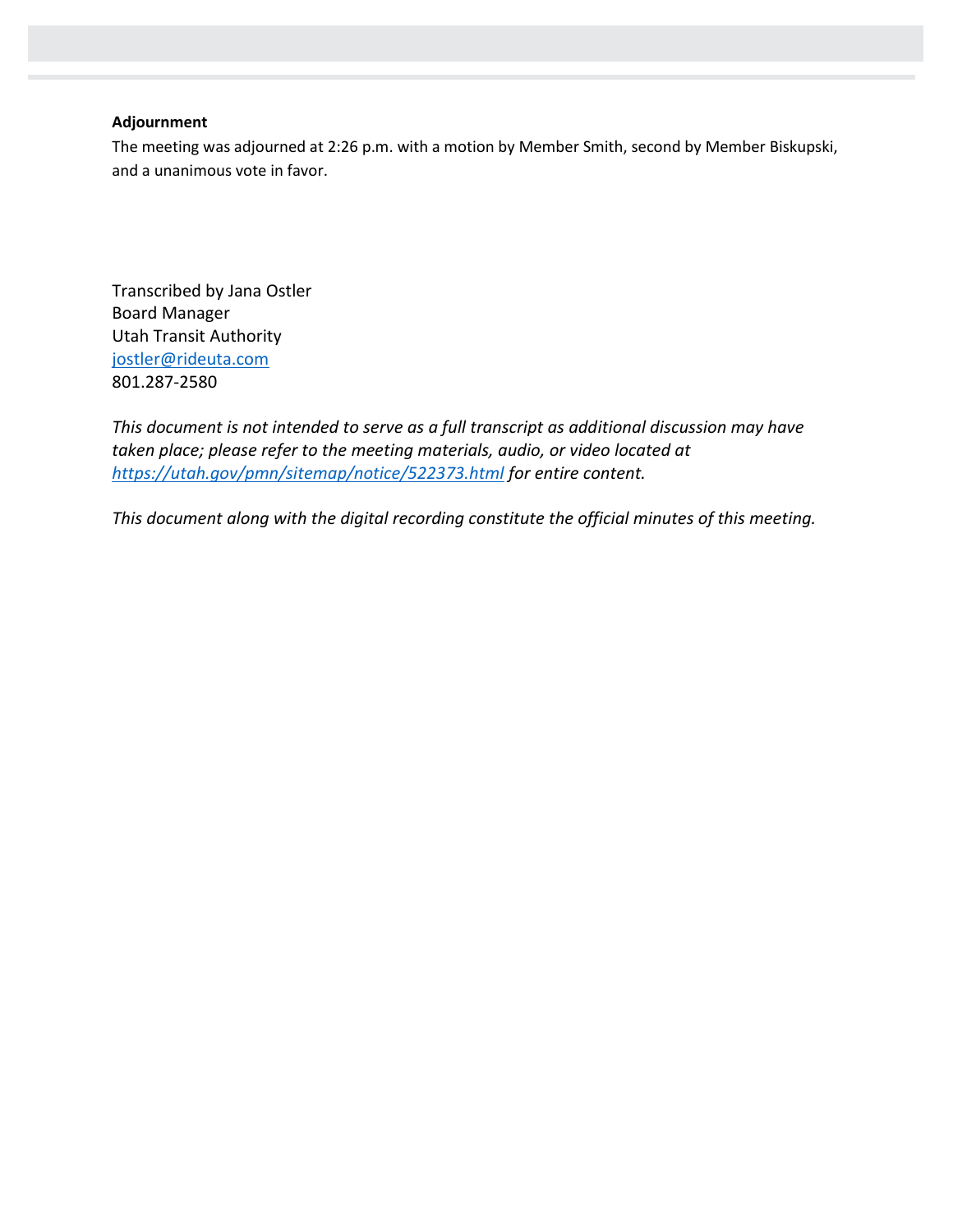**Adjournment**

The meeting was adjourned at 2:26 p.m. with a motion by Member Smith, second by Member Biskupski, and a unanimous vote in favor.

Transcribed by Jana Ostler
Board Manager
Utah Transit Authority
jostler@rideuta.com
801.287-2580

*This document is not intended to serve as a full transcript as additional discussion may have taken place; please refer to the meeting materials, audio, or video located at https://utah.gov/pmn/sitemap/notice/522373.html for entire content.*

*This document along with the digital recording constitute the official minutes of this meeting.*